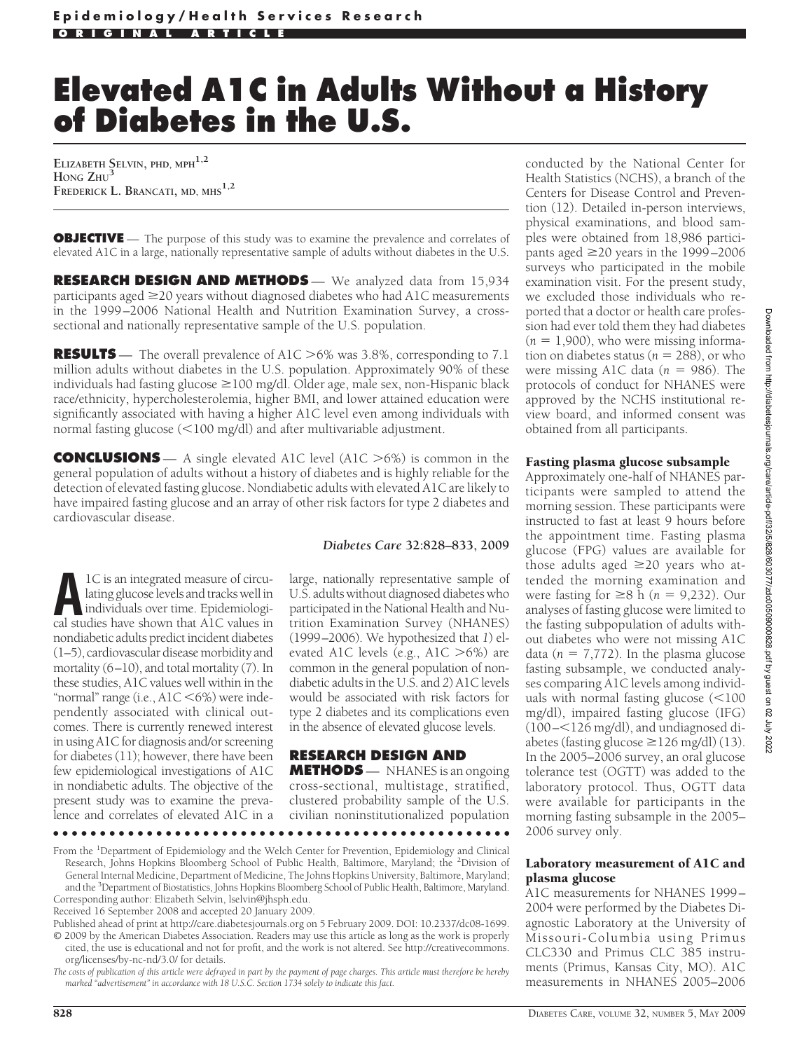Epidemiology/Health Services Research

ORIGINAL ARTICLE

# Elevated A1C in Adults Without a History of Diabetes in the U.S.

**Elizabeth Selvin, PhD, MPH**[1,2]
**Hong Zhu**[3]
**Frederick L. Brancati, MD, MHS**[1,2]

**OBJECTIVE** — The purpose of this study was to examine the prevalence and correlates of elevated A1C in a large, nationally representative sample of adults without diabetes in the U.S.

**RESEARCH DESIGN AND METHODS** — We analyzed data from 15,934 participants aged ≥20 years without diagnosed diabetes who had A1C measurements in the 1999–2006 National Health and Nutrition Examination Survey, a cross-sectional and nationally representative sample of the U.S. population.

**RESULTS** — The overall prevalence of A1C >6% was 3.8%, corresponding to 7.1 million adults without diabetes in the U.S. population. Approximately 90% of these individuals had fasting glucose ≥100 mg/dl. Older age, male sex, non-Hispanic black race/ethnicity, hypercholesterolemia, higher BMI, and lower attained education were significantly associated with having a higher A1C level even among individuals with normal fasting glucose (<100 mg/dl) and after multivariable adjustment.

**CONCLUSIONS** — A single elevated A1C level (A1C >6%) is common in the general population of adults without a history of diabetes and is highly reliable for the detection of elevated fasting glucose. Nondiabetic adults with elevated A1C are likely to have impaired fasting glucose and an array of other risk factors for type 2 diabetes and cardiovascular disease.

*Diabetes Care* **32:828–833, 2009**

A1C is an integrated measure of circulating glucose levels and tracks well in individuals over time. Epidemiological studies have shown that A1C values in nondiabetic adults predict incident diabetes (1–5), cardiovascular disease morbidity and mortality (6–10), and total mortality (7). In these studies, A1C values well within the "normal" range (i.e., A1C <6%) were independently associated with clinical outcomes. There is currently renewed interest in using A1C for diagnosis and/or screening for diabetes (11); however, there have been few epidemiological investigations of A1C in nondiabetic adults. The objective of the present study was to examine the prevalence and correlates of elevated A1C in a large, nationally representative sample of U.S. adults without diagnosed diabetes who participated in the National Health and Nutrition Examination Survey (NHANES) (1999–2006). We hypothesized that *1*) elevated A1C levels (e.g., A1C >6%) are common in the general population of nondiabetic adults in the U.S. and *2*) A1C levels would be associated with risk factors for type 2 diabetes and its complications even in the absence of elevated glucose levels.

## RESEARCH DESIGN AND METHODS

NHANES is an ongoing cross-sectional, multistage, stratified, clustered probability sample of the U.S. civilian noninstitutionalized population conducted by the National Center for Health Statistics (NCHS), a branch of the Centers for Disease Control and Prevention (12). Detailed in-person interviews, physical examinations, and blood samples were obtained from 18,986 participants aged ≥20 years in the 1999–2006 surveys who participated in the mobile examination visit. For the present study, we excluded those individuals who reported that a doctor or health care profession had ever told them they had diabetes ($n = 1,900$), who were missing information on diabetes status ($n = 288$), or who were missing A1C data ($n = 986$). The protocols of conduct for NHANES were approved by the NCHS institutional review board, and informed consent was obtained from all participants.

### Fasting plasma glucose subsample

Approximately one-half of NHANES participants were sampled to attend the morning session. These participants were instructed to fast at least 9 hours before the appointment time. Fasting plasma glucose (FPG) values are available for those adults aged ≥20 years who attended the morning examination and were fasting for ≥8 h ($n = 9,232$). Our analyses of fasting glucose were limited to the fasting subpopulation of adults without diabetes who were not missing A1C data ($n = 7,772$). In the plasma glucose fasting subsample, we conducted analyses comparing A1C levels among individuals with normal fasting glucose (<100 mg/dl), impaired fasting glucose (IFG) (100–<126 mg/dl), and undiagnosed diabetes (fasting glucose ≥126 mg/dl) (13). In the 2005–2006 survey, an oral glucose tolerance test (OGTT) was added to the laboratory protocol. Thus, OGTT data were available for participants in the morning fasting subsample in the 2005–2006 survey only.

### Laboratory measurement of A1C and plasma glucose

A1C measurements for NHANES 1999–2004 were performed by the Diabetes Diagnostic Laboratory at the University of Missouri-Columbia using Primus CLC330 and Primus CLC 385 instruments (Primus, Kansas City, MO). A1C measurements in NHANES 2005–2006

From the [1]Department of Epidemiology and the Welch Center for Prevention, Epidemiology and Clinical Research, Johns Hopkins Bloomberg School of Public Health, Baltimore, Maryland; the [2]Division of General Internal Medicine, Department of Medicine, The Johns Hopkins University, Baltimore, Maryland; and the [3]Department of Biostatistics, Johns Hopkins Bloomberg School of Public Health, Baltimore, Maryland.
Corresponding author: Elizabeth Selvin, lselvin@jhsph.edu.
Received 16 September 2008 and accepted 20 January 2009.
Published ahead of print at http://care.diabetesjournals.org on 5 February 2009. DOI: 10.2337/dc08-1699.
© 2009 by the American Diabetes Association. Readers may use this article as long as the work is properly cited, the use is educational and not for profit, and the work is not altered. See http://creativecommons.org/licenses/by-nc-nd/3.0/ for details.
*The costs of publication of this article were defrayed in part by the payment of page charges. This article must therefore be hereby marked "advertisement" in accordance with 18 U.S.C. Section 1734 solely to indicate this fact.*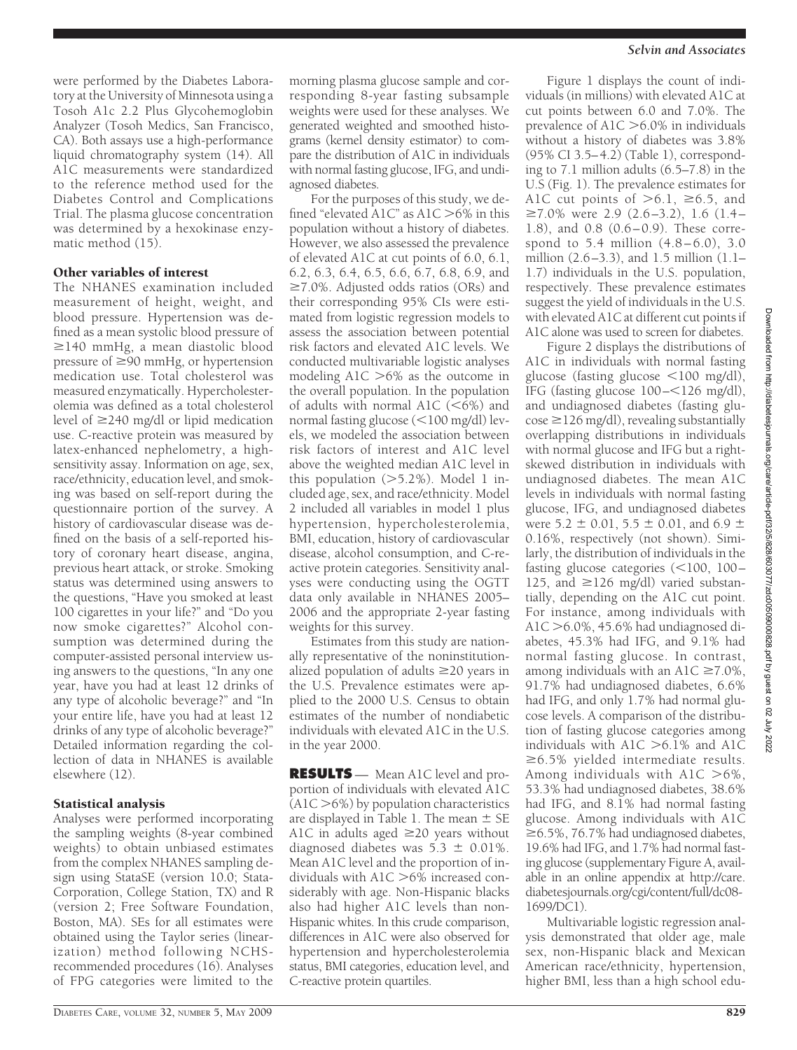were performed by the Diabetes Laboratory at the University of Minnesota using a Tosoh A1c 2.2 Plus Glycohemoglobin Analyzer (Tosoh Medics, San Francisco, CA). Both assays use a high-performance liquid chromatography system (14). All A1C measurements were standardized to the reference method used for the Diabetes Control and Complications Trial. The plasma glucose concentration was determined by a hexokinase enzymatic method (15).

### Other variables of interest

The NHANES examination included measurement of height, weight, and blood pressure. Hypertension was defined as a mean systolic blood pressure of ≥140 mmHg, a mean diastolic blood pressure of ≥90 mmHg, or hypertension medication use. Total cholesterol was measured enzymatically. Hypercholesterolemia was defined as a total cholesterol level of ≥240 mg/dl or lipid medication use. C-reactive protein was measured by latex-enhanced nephelometry, a high-sensitivity assay. Information on age, sex, race/ethnicity, education level, and smoking was based on self-report during the questionnaire portion of the survey. A history of cardiovascular disease was defined on the basis of a self-reported history of coronary heart disease, angina, previous heart attack, or stroke. Smoking status was determined using answers to the questions, "Have you smoked at least 100 cigarettes in your life?" and "Do you now smoke cigarettes?" Alcohol consumption was determined during the computer-assisted personal interview using answers to the questions, "In any one year, have you had at least 12 drinks of any type of alcoholic beverage?" and "In your entire life, have you had at least 12 drinks of any type of alcoholic beverage?" Detailed information regarding the collection of data in NHANES is available elsewhere (12).

### Statistical analysis

Analyses were performed incorporating the sampling weights (8-year combined weights) to obtain unbiased estimates from the complex NHANES sampling design using StataSE (version 10.0; StataCorporation, College Station, TX) and R (version 2; Free Software Foundation, Boston, MA). SEs for all estimates were obtained using the Taylor series (linearization) method following NCHS-recommended procedures (16). Analyses of FPG categories were limited to the morning plasma glucose sample and corresponding 8-year fasting subsample weights were used for these analyses. We generated weighted and smoothed histograms (kernel density estimator) to compare the distribution of A1C in individuals with normal fasting glucose, IFG, and undiagnosed diabetes.

For the purposes of this study, we defined "elevated A1C" as A1C >6% in this population without a history of diabetes. However, we also assessed the prevalence of elevated A1C at cut points of 6.0, 6.1, 6.2, 6.3, 6.4, 6.5, 6.6, 6.7, 6.8, 6.9, and ≥7.0%. Adjusted odds ratios (ORs) and their corresponding 95% CIs were estimated from logistic regression models to assess the association between potential risk factors and elevated A1C levels. We conducted multivariable logistic analyses modeling A1C >6% as the outcome in the overall population. In the population of adults with normal A1C (<6%) and normal fasting glucose (<100 mg/dl) levels, we modeled the association between risk factors of interest and A1C level above the weighted median A1C level in this population (>5.2%). Model 1 included age, sex, and race/ethnicity. Model 2 included all variables in model 1 plus hypertension, hypercholesterolemia, BMI, education, history of cardiovascular disease, alcohol consumption, and C-reactive protein categories. Sensitivity analyses were conducting using the OGTT data only available in NHANES 2005–2006 and the appropriate 2-year fasting weights for this survey.

Estimates from this study are nationally representative of the noninstitutionalized population of adults ≥20 years in the U.S. Prevalence estimates were applied to the 2000 U.S. Census to obtain estimates of the number of nondiabetic individuals with elevated A1C in the U.S. in the year 2000.

**RESULTS** — Mean A1C level and proportion of individuals with elevated A1C (A1C >6%) by population characteristics are displayed in Table 1. The mean ± SE A1C in adults aged ≥20 years without diagnosed diabetes was 5.3 ± 0.01%. Mean A1C level and the proportion of individuals with A1C >6% increased considerably with age. Non-Hispanic blacks also had higher A1C levels than non-Hispanic whites. In this crude comparison, differences in A1C were also observed for hypertension and hypercholesterolemia status, BMI categories, education level, and C-reactive protein quartiles.

Figure 1 displays the count of individuals (in millions) with elevated A1C at cut points between 6.0 and 7.0%. The prevalence of A1C >6.0% in individuals without a history of diabetes was 3.8% (95% CI 3.5–4.2) (Table 1), corresponding to 7.1 million adults (6.5–7.8) in the U.S (Fig. 1). The prevalence estimates for A1C cut points of >6.1, ≥6.5, and ≥7.0% were 2.9 (2.6–3.2), 1.6 (1.4–1.8), and 0.8 (0.6–0.9). These correspond to 5.4 million (4.8–6.0), 3.0 million (2.6–3.3), and 1.5 million (1.1–1.7) individuals in the U.S. population, respectively. These prevalence estimates suggest the yield of individuals in the U.S. with elevated A1C at different cut points if A1C alone was used to screen for diabetes.

Figure 2 displays the distributions of A1C in individuals with normal fasting glucose (fasting glucose <100 mg/dl), IFG (fasting glucose 100–<126 mg/dl), and undiagnosed diabetes (fasting glucose ≥126 mg/dl), revealing substantially overlapping distributions in individuals with normal glucose and IFG but a right-skewed distribution in individuals with undiagnosed diabetes. The mean A1C levels in individuals with normal fasting glucose, IFG, and undiagnosed diabetes were 5.2 ± 0.01, 5.5 ± 0.01, and 6.9 ± 0.16%, respectively (not shown). Similarly, the distribution of individuals in the fasting glucose categories (<100, 100–125, and ≥126 mg/dl) varied substantially, depending on the A1C cut point. For instance, among individuals with A1C >6.0%, 45.6% had undiagnosed diabetes, 45.3% had IFG, and 9.1% had normal fasting glucose. In contrast, among individuals with an A1C ≥7.0%, 91.7% had undiagnosed diabetes, 6.6% had IFG, and only 1.7% had normal glucose levels. A comparison of the distribution of fasting glucose categories among individuals with A1C >6.1% and A1C ≥6.5% yielded intermediate results. Among individuals with A1C >6%, 53.3% had undiagnosed diabetes, 38.6% had IFG, and 8.1% had normal fasting glucose. Among individuals with A1C ≥6.5%, 76.7% had undiagnosed diabetes, 19.6% had IFG, and 1.7% had normal fasting glucose (supplementary Figure A, available in an online appendix at http://care.diabetesjournals.org/cgi/content/full/dc08-1699/DC1).

Multivariable logistic regression analysis demonstrated that older age, male sex, non-Hispanic black and Mexican American race/ethnicity, hypertension, higher BMI, less than a high school edu-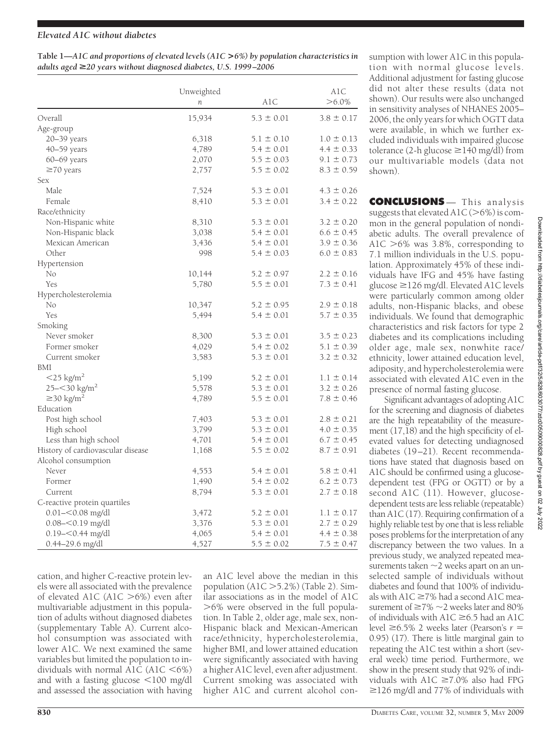**Table 1—A1C and proportions of elevated levels (A1C >6%) by population characteristics in adults aged ≥20 years without diagnosed diabetes, U.S. 1999–2006**

| | Unweighted *n* | A1C | A1C >6.0% |
|---|---|---|---|
| Overall | 15,934 | 5.3 ± 0.01 | 3.8 ± 0.17 |
| Age-group | | | |
| 20–39 years | 6,318 | 5.1 ± 0.10 | 1.0 ± 0.13 |
| 40–59 years | 4,789 | 5.4 ± 0.01 | 4.4 ± 0.33 |
| 60–69 years | 2,070 | 5.5 ± 0.03 | 9.1 ± 0.73 |
| ≥70 years | 2,757 | 5.5 ± 0.02 | 8.3 ± 0.59 |
| Sex | | | |
| Male | 7,524 | 5.3 ± 0.01 | 4.3 ± 0.26 |
| Female | 8,410 | 5.3 ± 0.01 | 3.4 ± 0.22 |
| Race/ethnicity | | | |
| Non-Hispanic white | 8,310 | 5.3 ± 0.01 | 3.2 ± 0.20 |
| Non-Hispanic black | 3,038 | 5.4 ± 0.01 | 6.6 ± 0.45 |
| Mexican American | 3,436 | 5.4 ± 0.01 | 3.9 ± 0.36 |
| Other | 998 | 5.4 ± 0.03 | 6.0 ± 0.83 |
| Hypertension | | | |
| No | 10,144 | 5.2 ± 0.97 | 2.2 ± 0.16 |
| Yes | 5,780 | 5.5 ± 0.01 | 7.3 ± 0.41 |
| Hypercholesterolemia | | | |
| No | 10,347 | 5.2 ± 0.95 | 2.9 ± 0.18 |
| Yes | 5,494 | 5.4 ± 0.01 | 5.7 ± 0.35 |
| Smoking | | | |
| Never smoker | 8,300 | 5.3 ± 0.01 | 3.5 ± 0.23 |
| Former smoker | 4,029 | 5.4 ± 0.02 | 5.1 ± 0.39 |
| Current smoker | 3,583 | 5.3 ± 0.01 | 3.2 ± 0.32 |
| BMI | | | |
| <25 kg/m$^2$ | 5,199 | 5.2 ± 0.01 | 1.1 ± 0.14 |
| 25–<30 kg/m$^2$ | 5,578 | 5.3 ± 0.01 | 3.2 ± 0.26 |
| ≥30 kg/m$^2$ | 4,789 | 5.5 ± 0.01 | 7.8 ± 0.46 |
| Education | | | |
| Post high school | 7,403 | 5.3 ± 0.01 | 2.8 ± 0.21 |
| High school | 3,799 | 5.3 ± 0.01 | 4.0 ± 0.35 |
| Less than high school | 4,701 | 5.4 ± 0.01 | 6.7 ± 0.45 |
| History of cardiovascular disease | 1,168 | 5.5 ± 0.02 | 8.7 ± 0.91 |
| Alcohol consumption | | | |
| Never | 4,553 | 5.4 ± 0.01 | 5.8 ± 0.41 |
| Former | 1,490 | 5.4 ± 0.02 | 6.2 ± 0.73 |
| Current | 8,794 | 5.3 ± 0.01 | 2.7 ± 0.18 |
| C-reactive protein quartiles | | | |
| 0.01–<0.08 mg/dl | 3,472 | 5.2 ± 0.01 | 1.1 ± 0.17 |
| 0.08–<0.19 mg/dl | 3,376 | 5.3 ± 0.01 | 2.7 ± 0.29 |
| 0.19–<0.44 mg/dl | 4,065 | 5.4 ± 0.01 | 4.4 ± 0.38 |
| 0.44–29.6 mg/dl | 4,527 | 5.5 ± 0.02 | 7.5 ± 0.47 |

cation, and higher C-reactive protein levels were all associated with the prevalence of elevated A1C (A1C >6%) even after multivariable adjustment in this population of adults without diagnosed diabetes (supplementary Table A). Current alcohol consumption was associated with lower A1C. We next examined the same variables but limited the population to individuals with normal A1C (A1C <6%) and with a fasting glucose <100 mg/dl and assessed the association with having an A1C level above the median in this population (A1C >5.2%) (Table 2). Similar associations as in the model of A1C >6% were observed in the full population. In Table 2, older age, male sex, non-Hispanic black and Mexican-American race/ethnicity, hypercholesterolemia, higher BMI, and lower attained education were significantly associated with having a higher A1C level, even after adjustment. Current smoking was associated with higher A1C and current alcohol consumption with lower A1C in this population with normal glucose levels. Additional adjustment for fasting glucose did not alter these results (data not shown). Our results were also unchanged in sensitivity analyses of NHANES 2005–2006, the only years for which OGTT data were available, in which we further excluded individuals with impaired glucose tolerance (2-h glucose ≥140 mg/dl) from our multivariable models (data not shown).

## CONCLUSIONS

This analysis suggests that elevated A1C (>6%) is common in the general population of nondiabetic adults. The overall prevalence of A1C >6% was 3.8%, corresponding to 7.1 million individuals in the U.S. population. Approximately 45% of these individuals have IFG and 45% have fasting glucose ≥126 mg/dl. Elevated A1C levels were particularly common among older adults, non-Hispanic blacks, and obese individuals. We found that demographic characteristics and risk factors for type 2 diabetes and its complications including older age, male sex, nonwhite race/ethnicity, lower attained education level, adiposity, and hypercholesterolemia were associated with elevated A1C even in the presence of normal fasting glucose.

Significant advantages of adopting A1C for the screening and diagnosis of diabetes are the high repeatability of the measurement (17,18) and the high specificity of elevated values for detecting undiagnosed diabetes (19–21). Recent recommendations have stated that diagnosis based on A1C should be confirmed using a glucose-dependent test (FPG or OGTT) or by a second A1C (11). However, glucose-dependent tests are less reliable (repeatable) than A1C (17). Requiring confirmation of a highly reliable test by one that is less reliable poses problems for the interpretation of any discrepancy between the two values. In a previous study, we analyzed repeated measurements taken ~2 weeks apart on an unselected sample of individuals without diabetes and found that 100% of individuals with A1C ≥7% had a second A1C measurement of ≥7% ~2 weeks later and 80% of individuals with A1C ≥6.5 had an A1C level ≥6.5% 2 weeks later (Pearson's $r$ = 0.95) (17). There is little marginal gain to repeating the A1C test within a short (several week) time period. Furthermore, we show in the present study that 92% of individuals with A1C ≥7.0% also had FPG ≥126 mg/dl and 77% of individuals with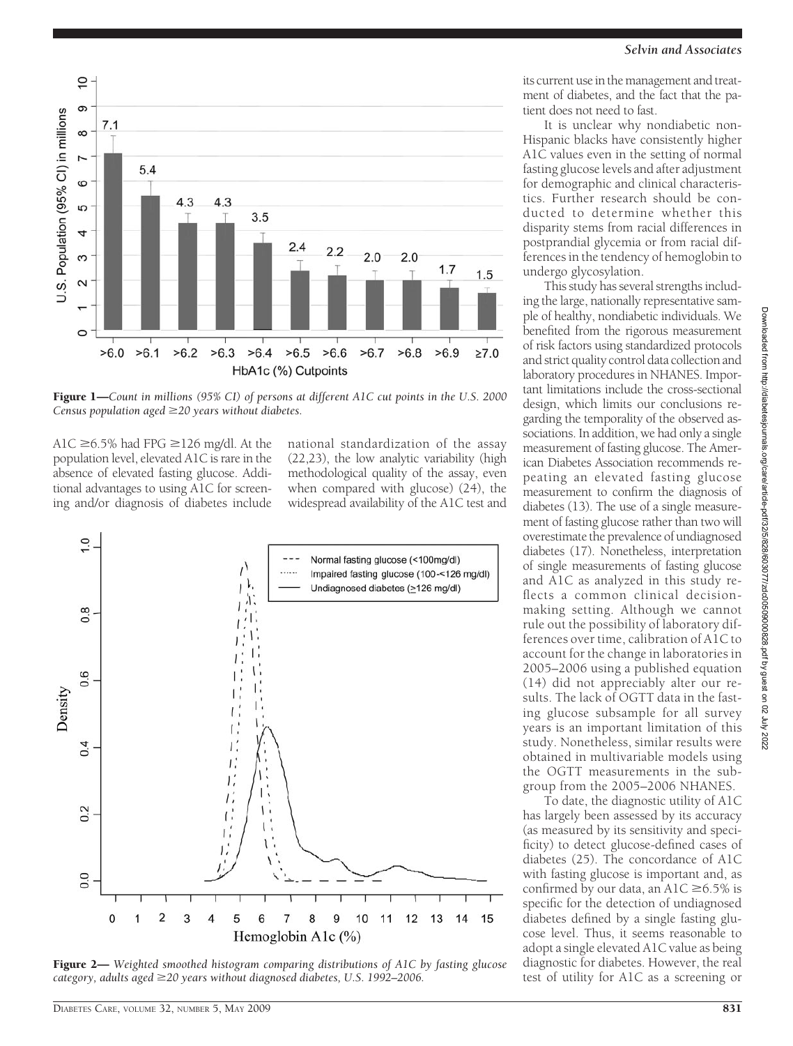Figure 1—*Count in millions (95% CI) of persons at different A1C cut points in the U.S. 2000 Census population aged ≥20 years without diabetes.*

A1C ≥6.5% had FPG ≥126 mg/dl. At the population level, elevated A1C is rare in the absence of elevated fasting glucose. Additional advantages to using A1C for screening and/or diagnosis of diabetes include national standardization of the assay (22,23), the low analytic variability (high methodological quality of the assay, even when compared with glucose) (24), the widespread availability of the A1C test and its current use in the management and treatment of diabetes, and the fact that the patient does not need to fast.

Figure 2—*Weighted smoothed histogram comparing distributions of A1C by fasting glucose category, adults aged ≥20 years without diagnosed diabetes, U.S. 1992–2006.*

It is unclear why nondiabetic non-Hispanic blacks have consistently higher A1C values even in the setting of normal fasting glucose levels and after adjustment for demographic and clinical characteristics. Further research should be conducted to determine whether this disparity stems from racial differences in postprandial glycemia or from racial differences in the tendency of hemoglobin to undergo glycosylation.

This study has several strengths including the large, nationally representative sample of healthy, nondiabetic individuals. We benefited from the rigorous measurement of risk factors using standardized protocols and strict quality control data collection and laboratory procedures in NHANES. Important limitations include the cross-sectional design, which limits our conclusions regarding the temporality of the observed associations. In addition, we had only a single measurement of fasting glucose. The American Diabetes Association recommends repeating an elevated fasting glucose measurement to confirm the diagnosis of diabetes (13). The use of a single measurement of fasting glucose rather than two will overestimate the prevalence of undiagnosed diabetes (17). Nonetheless, interpretation of single measurements of fasting glucose and A1C as analyzed in this study reflects a common clinical decision-making setting. Although we cannot rule out the possibility of laboratory differences over time, calibration of A1C to account for the change in laboratories in 2005–2006 using a published equation (14) did not appreciably alter our results. The lack of OGTT data in the fasting glucose subsample for all survey years is an important limitation of this study. Nonetheless, similar results were obtained in multivariable models using the OGTT measurements in the subgroup from the 2005–2006 NHANES.

To date, the diagnostic utility of A1C has largely been assessed by its accuracy (as measured by its sensitivity and specificity) to detect glucose-defined cases of diabetes (25). The concordance of A1C with fasting glucose is important and, as confirmed by our data, an A1C ≥6.5% is specific for the detection of undiagnosed diabetes defined by a single fasting glucose level. Thus, it seems reasonable to adopt a single elevated A1C value as being diagnostic for diabetes. However, the real test of utility for A1C as a screening or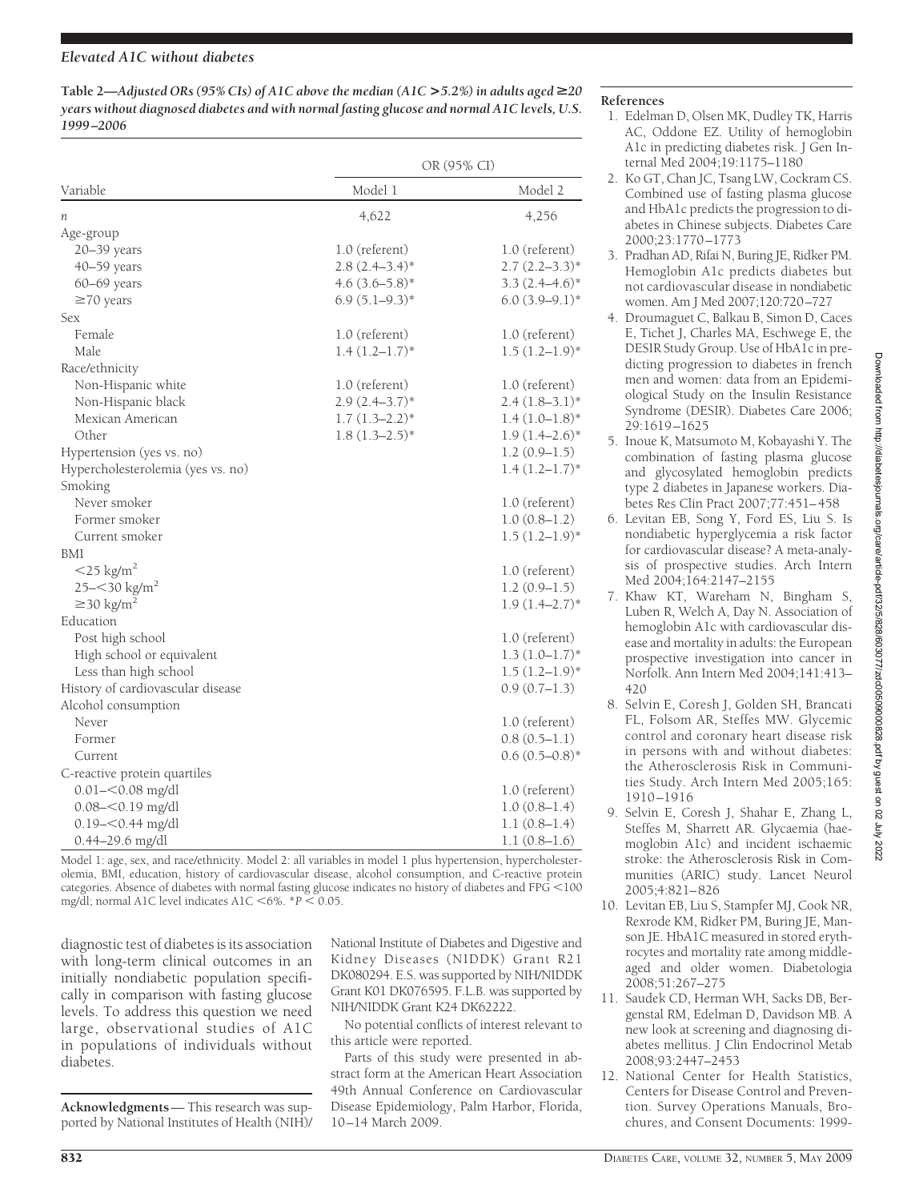**Table 2—Adjusted ORs (95% CIs) of A1C above the median (A1C >5.2%) in adults aged ≥20 years without diagnosed diabetes and with normal fasting glucose and normal A1C levels, U.S. 1999–2006**

| Variable | OR (95% CI) | |
|---|---|---|
| | Model 1 | Model 2 |
| *n* | 4,622 | 4,256 |
| Age-group | | |
| 20–39 years | 1.0 (referent) | 1.0 (referent) |
| 40–59 years | 2.8 (2.4–3.4)* | 2.7 (2.2–3.3)* |
| 60–69 years | 4.6 (3.6–5.8)* | 3.3 (2.4–4.6)* |
| ≥70 years | 6.9 (5.1–9.3)* | 6.0 (3.9–9.1)* |
| Sex | | |
| Female | 1.0 (referent) | 1.0 (referent) |
| Male | 1.4 (1.2–1.7)* | 1.5 (1.2–1.9)* |
| Race/ethnicity | | |
| Non-Hispanic white | 1.0 (referent) | 1.0 (referent) |
| Non-Hispanic black | 2.9 (2.4–3.7)* | 2.4 (1.8–3.1)* |
| Mexican American | 1.7 (1.3–2.2)* | 1.4 (1.0–1.8)* |
| Other | 1.8 (1.3–2.5)* | 1.9 (1.4–2.6)* |
| Hypertension (yes vs. no) | | 1.2 (0.9–1.5) |
| Hypercholesterolemia (yes vs. no) | | 1.4 (1.2–1.7)* |
| Smoking | | |
| Never smoker | | 1.0 (referent) |
| Former smoker | | 1.0 (0.8–1.2) |
| Current smoker | | 1.5 (1.2–1.9)* |
| BMI | | |
| <25 kg/m$^2$ | | 1.0 (referent) |
| 25–<30 kg/m$^2$ | | 1.2 (0.9–1.5) |
| ≥30 kg/m$^2$ | | 1.9 (1.4–2.7)* |
| Education | | |
| Post high school | | 1.0 (referent) |
| High school or equivalent | | 1.3 (1.0–1.7)* |
| Less than high school | | 1.5 (1.2–1.9)* |
| History of cardiovascular disease | | 0.9 (0.7–1.3) |
| Alcohol consumption | | |
| Never | | 1.0 (referent) |
| Former | | 0.8 (0.5–1.1) |
| Current | | 0.6 (0.5–0.8)* |
| C-reactive protein quartiles | | |
| 0.01–<0.08 mg/dl | | 1.0 (referent) |
| 0.08–<0.19 mg/dl | | 1.0 (0.8–1.4) |
| 0.19–<0.44 mg/dl | | 1.1 (0.8–1.4) |
| 0.44–29.6 mg/dl | | 1.1 (0.8–1.6) |

Model 1: age, sex, and race/ethnicity. Model 2: all variables in model 1 plus hypertension, hypercholesterolemia, BMI, education, history of cardiovascular disease, alcohol consumption, and C-reactive protein categories. Absence of diabetes with normal fasting glucose indicates no history of diabetes and FPG <100 mg/dl; normal A1C level indicates A1C <6%. *$P < 0.05$.

diagnostic test of diabetes is its association with long-term clinical outcomes in an initially nondiabetic population specifically in comparison with fasting glucose levels. To address this question we need large, observational studies of A1C in populations of individuals without diabetes.

**Acknowledgments**— This research was supported by National Institutes of Health (NIH)/National Institute of Diabetes and Digestive and Kidney Diseases (NIDDK) Grant R21 DK080294. E.S. was supported by NIH/NIDDK Grant K01 DK076595. F.L.B. was supported by NIH/NIDDK Grant K24 DK62222.

No potential conflicts of interest relevant to this article were reported.

Parts of this study were presented in abstract form at the American Heart Association 49th Annual Conference on Cardiovascular Disease Epidemiology, Palm Harbor, Florida, 10–14 March 2009.

## References

1. Edelman D, Olsen MK, Dudley TK, Harris AC, Oddone EZ. Utility of hemoglobin A1c in predicting diabetes risk. J Gen Internal Med 2004;19:1175–1180
2. Ko GT, Chan JC, Tsang LW, Cockram CS. Combined use of fasting plasma glucose and HbA1c predicts the progression to diabetes in Chinese subjects. Diabetes Care 2000;23:1770–1773
3. Pradhan AD, Rifai N, Buring JE, Ridker PM. Hemoglobin A1c predicts diabetes but not cardiovascular disease in nondiabetic women. Am J Med 2007;120:720–727
4. Droumaguet C, Balkau B, Simon D, Caces E, Tichet J, Charles MA, Eschwege E, the DESIR Study Group. Use of HbA1c in predicting progression to diabetes in french men and women: data from an Epidemiological Study on the Insulin Resistance Syndrome (DESIR). Diabetes Care 2006; 29:1619–1625
5. Inoue K, Matsumoto M, Kobayashi Y. The combination of fasting plasma glucose and glycosylated hemoglobin predicts type 2 diabetes in Japanese workers. Diabetes Res Clin Pract 2007;77:451–458
6. Levitan EB, Song Y, Ford ES, Liu S. Is nondiabetic hyperglycemia a risk factor for cardiovascular disease? A meta-analysis of prospective studies. Arch Intern Med 2004;164:2147–2155
7. Khaw KT, Wareham N, Bingham S, Luben R, Welch A, Day N. Association of hemoglobin A1c with cardiovascular disease and mortality in adults: the European prospective investigation into cancer in Norfolk. Ann Intern Med 2004;141:413–420
8. Selvin E, Coresh J, Golden SH, Brancati FL, Folsom AR, Steffes MW. Glycemic control and coronary heart disease risk in persons with and without diabetes: the Atherosclerosis Risk in Communities Study. Arch Intern Med 2005;165: 1910–1916
9. Selvin E, Coresh J, Shahar E, Zhang L, Steffes M, Sharrett AR. Glycaemia (haemoglobin A1c) and incident ischaemic stroke: the Atherosclerosis Risk in Communities (ARIC) study. Lancet Neurol 2005;4:821–826
10. Levitan EB, Liu S, Stampfer MJ, Cook NR, Rexrode KM, Ridker PM, Buring JE, Manson JE. HbA1C measured in stored erythrocytes and mortality rate among middle-aged and older women. Diabetologia 2008;51:267–275
11. Saudek CD, Herman WH, Sacks DB, Bergenstal RM, Edelman D, Davidson MB. A new look at screening and diagnosing diabetes mellitus. J Clin Endocrinol Metab 2008;93:2447–2453
12. National Center for Health Statistics, Centers for Disease Control and Prevention. Survey Operations Manuals, Brochures, and Consent Documents: 1999-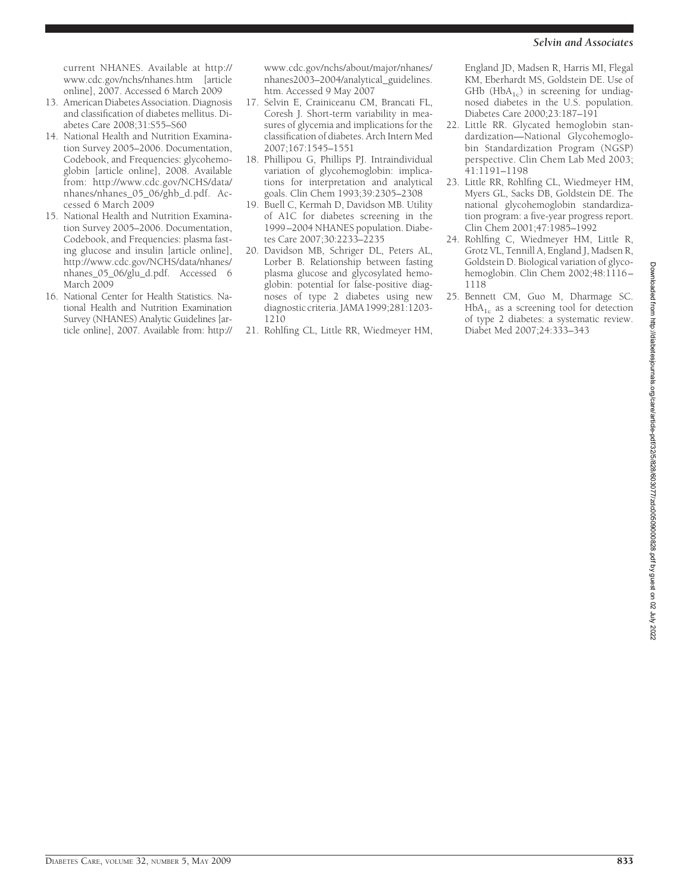current NHANES. Available at http://www.cdc.gov/nchs/nhanes.htm [article online], 2007. Accessed 6 March 2009

13. American Diabetes Association. Diagnosis and classification of diabetes mellitus. Diabetes Care 2008;31:S55–S60
14. National Health and Nutrition Examination Survey 2005–2006. Documentation, Codebook, and Frequencies: glycohemoglobin [article online], 2008. Available from: http://www.cdc.gov/NCHS/data/nhanes/nhanes_05_06/ghb_d.pdf. Accessed 6 March 2009
15. National Health and Nutrition Examination Survey 2005–2006. Documentation, Codebook, and Frequencies: plasma fasting glucose and insulin [article online], http://www.cdc.gov/NCHS/data/nhanes/nhanes_05_06/glu_d.pdf. Accessed 6 March 2009
16. National Center for Health Statistics. National Health and Nutrition Examination Survey (NHANES) Analytic Guidelines [article online], 2007. Available from: http://www.cdc.gov/nchs/about/major/nhanes/nhanes2003–2004/analytical_guidelines.htm. Accessed 9 May 2007
17. Selvin E, Crainiceanu CM, Brancati FL, Coresh J. Short-term variability in measures of glycemia and implications for the classification of diabetes. Arch Intern Med 2007;167:1545–1551
18. Phillipou G, Phillips PJ. Intraindividual variation of glycohemoglobin: implications for interpretation and analytical goals. Clin Chem 1993;39:2305–2308
19. Buell C, Kermah D, Davidson MB. Utility of A1C for diabetes screening in the 1999–2004 NHANES population. Diabetes Care 2007;30:2233–2235
20. Davidson MB, Schriger DL, Peters AL, Lorber B. Relationship between fasting plasma glucose and glycosylated hemoglobin: potential for false-positive diagnoses of type 2 diabetes using new diagnostic criteria. JAMA 1999;281:1203-1210
21. Rohlfing CL, Little RR, Wiedmeyer HM, England JD, Madsen R, Harris MI, Flegal KM, Eberhardt MS, Goldstein DE. Use of GHb ($HbA_{1c}$) in screening for undiagnosed diabetes in the U.S. population. Diabetes Care 2000;23:187–191
22. Little RR. Glycated hemoglobin standardization—National Glycohemoglobin Standardization Program (NGSP) perspective. Clin Chem Lab Med 2003;41:1191–1198
23. Little RR, Rohlfing CL, Wiedmeyer HM, Myers GL, Sacks DB, Goldstein DE. The national glycohemoglobin standardization program: a five-year progress report. Clin Chem 2001;47:1985–1992
24. Rohlfing C, Wiedmeyer HM, Little R, Grotz VL, Tennill A, England J, Madsen R, Goldstein D. Biological variation of glycohemoglobin. Clin Chem 2002;48:1116–1118
25. Bennett CM, Guo M, Dharmage SC. $HbA_{1c}$ as a screening tool for detection of type 2 diabetes: a systematic review. Diabet Med 2007;24:333–343